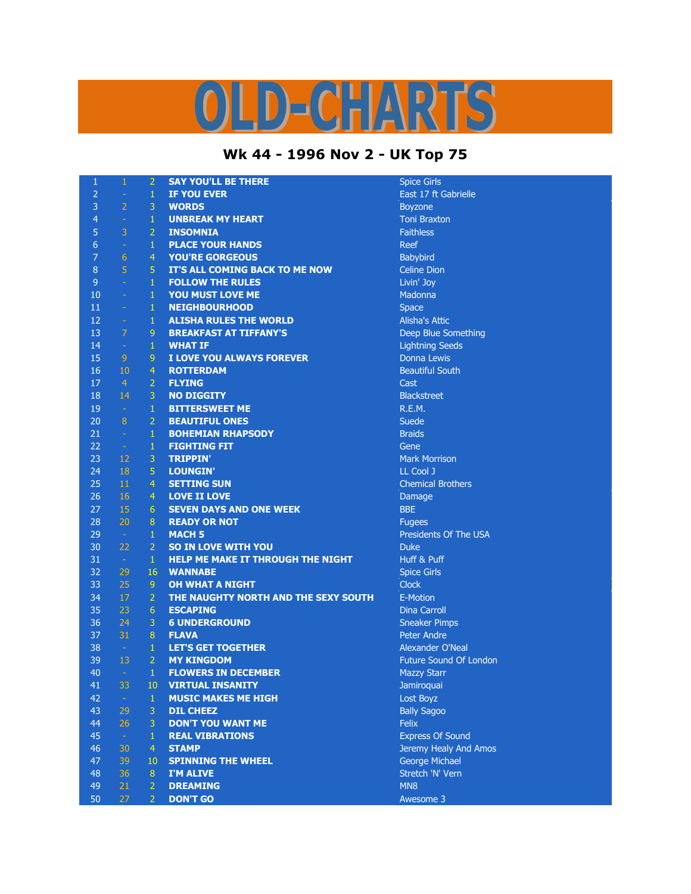# OLD-CHARTS

## Wk 44 - 1996 Nov 2 - UK Top 75

| | | | | |
|---|---|---|---|---|
| 1 | 1 | 2 | SAY YOU'LL BE THERE | Spice Girls |
| 2 | - | 1 | IF YOU EVER | East 17 ft Gabrielle |
| 3 | 2 | 3 | WORDS | Boyzone |
| 4 | - | 1 | UNBREAK MY HEART | Toni Braxton |
| 5 | 3 | 2 | INSOMNIA | Faithless |
| 6 | - | 1 | PLACE YOUR HANDS | Reef |
| 7 | 6 | 4 | YOU'RE GORGEOUS | Babybird |
| 8 | 5 | 5 | IT'S ALL COMING BACK TO ME NOW | Celine Dion |
| 9 | - | 1 | FOLLOW THE RULES | Livin' Joy |
| 10 | - | 1 | YOU MUST LOVE ME | Madonna |
| 11 | - | 1 | NEIGHBOURHOOD | Space |
| 12 | - | 1 | ALISHA RULES THE WORLD | Alisha's Attic |
| 13 | 7 | 9 | BREAKFAST AT TIFFANY'S | Deep Blue Something |
| 14 | - | 1 | WHAT IF | Lightning Seeds |
| 15 | 9 | 9 | I LOVE YOU ALWAYS FOREVER | Donna Lewis |
| 16 | 10 | 4 | ROTTERDAM | Beautiful South |
| 17 | 4 | 2 | FLYING | Cast |
| 18 | 14 | 3 | NO DIGGITY | Blackstreet |
| 19 | - | 1 | BITTERSWEET ME | R.E.M. |
| 20 | 8 | 2 | BEAUTIFUL ONES | Suede |
| 21 | - | 1 | BOHEMIAN RHAPSODY | Braids |
| 22 | - | 1 | FIGHTING FIT | Gene |
| 23 | 12 | 3 | TRIPPIN' | Mark Morrison |
| 24 | 18 | 5 | LOUNGIN' | LL Cool J |
| 25 | 11 | 4 | SETTING SUN | Chemical Brothers |
| 26 | 16 | 4 | LOVE II LOVE | Damage |
| 27 | 15 | 6 | SEVEN DAYS AND ONE WEEK | BBE |
| 28 | 20 | 8 | READY OR NOT | Fugees |
| 29 | - | 1 | MACH 5 | Presidents Of The USA |
| 30 | 22 | 2 | SO IN LOVE WITH YOU | Duke |
| 31 | - | 1 | HELP ME MAKE IT THROUGH THE NIGHT | Huff & Puff |
| 32 | 29 | 16 | WANNABE | Spice Girls |
| 33 | 25 | 9 | OH WHAT A NIGHT | Clock |
| 34 | 17 | 2 | THE NAUGHTY NORTH AND THE SEXY SOUTH | E-Motion |
| 35 | 23 | 6 | ESCAPING | Dina Carroll |
| 36 | 24 | 3 | 6 UNDERGROUND | Sneaker Pimps |
| 37 | 31 | 8 | FLAVA | Peter Andre |
| 38 | - | 1 | LET'S GET TOGETHER | Alexander O'Neal |
| 39 | 13 | 2 | MY KINGDOM | Future Sound Of London |
| 40 | - | 1 | FLOWERS IN DECEMBER | Mazzy Starr |
| 41 | 33 | 10 | VIRTUAL INSANITY | Jamiroquai |
| 42 | - | 1 | MUSIC MAKES ME HIGH | Lost Boyz |
| 43 | 29 | 3 | DIL CHEEZ | Bally Sagoo |
| 44 | 26 | 3 | DON'T YOU WANT ME | Felix |
| 45 | - | 1 | REAL VIBRATIONS | Express Of Sound |
| 46 | 30 | 4 | STAMP | Jeremy Healy And Amos |
| 47 | 39 | 10 | SPINNING THE WHEEL | George Michael |
| 48 | 36 | 8 | I'M ALIVE | Stretch 'N' Vern |
| 49 | 21 | 2 | DREAMING | MN8 |
| 50 | 27 | 2 | DON'T GO | Awesome 3 |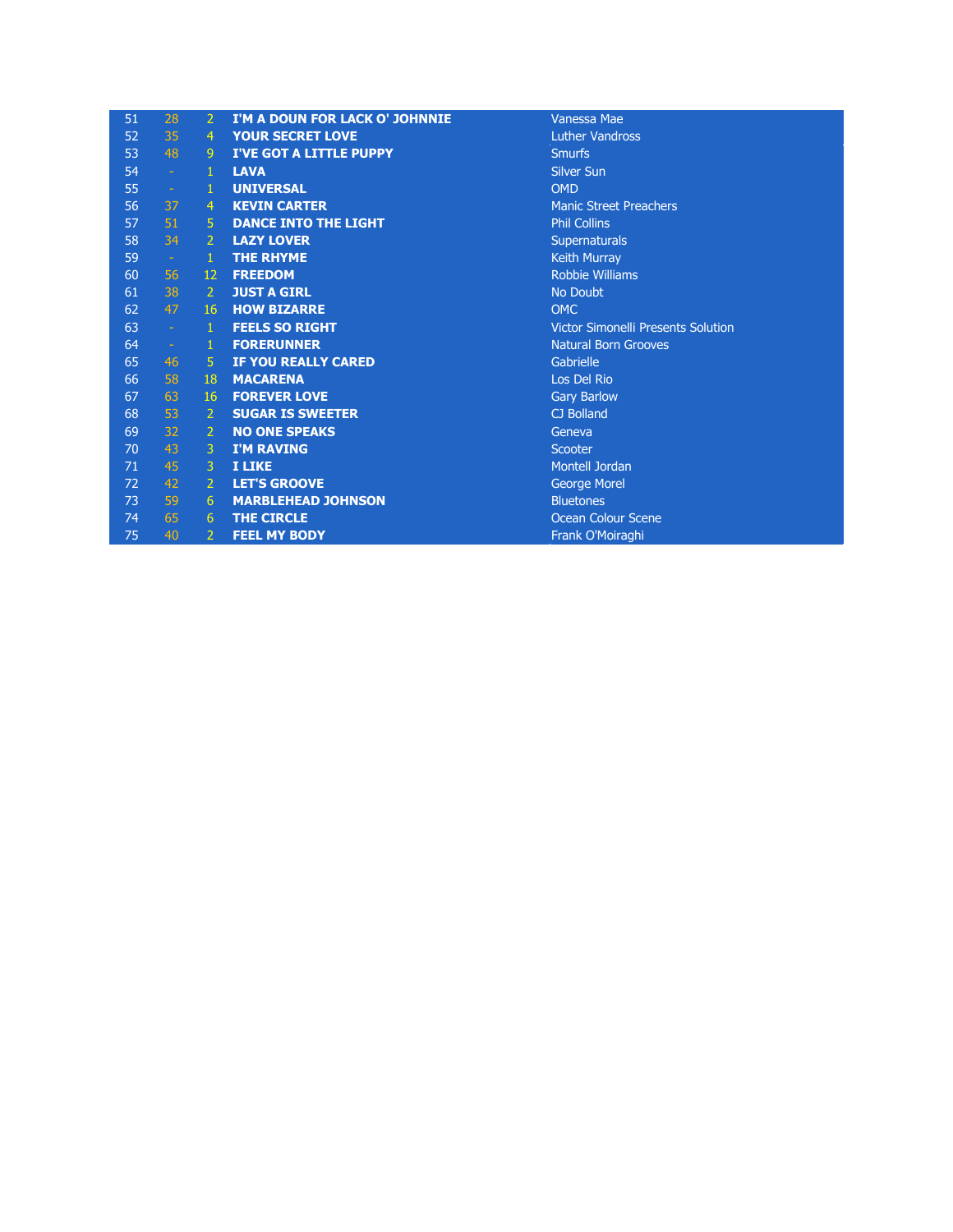| | | | | |
|---|---|---|---|---|
| 51 | 28 | 2 | I'M A DOUN FOR LACK O' JOHNNIE | Vanessa Mae |
| 52 | 35 | 4 | YOUR SECRET LOVE | Luther Vandross |
| 53 | 48 | 9 | I'VE GOT A LITTLE PUPPY | Smurfs |
| 54 | - | 1 | LAVA | Silver Sun |
| 55 | - | 1 | UNIVERSAL | OMD |
| 56 | 37 | 4 | KEVIN CARTER | Manic Street Preachers |
| 57 | 51 | 5 | DANCE INTO THE LIGHT | Phil Collins |
| 58 | 34 | 2 | LAZY LOVER | Supernaturals |
| 59 | - | 1 | THE RHYME | Keith Murray |
| 60 | 56 | 12 | FREEDOM | Robbie Williams |
| 61 | 38 | 2 | JUST A GIRL | No Doubt |
| 62 | 47 | 16 | HOW BIZARRE | OMC |
| 63 | - | 1 | FEELS SO RIGHT | Victor Simonelli Presents Solution |
| 64 | - | 1 | FORERUNNER | Natural Born Grooves |
| 65 | 46 | 5 | IF YOU REALLY CARED | Gabrielle |
| 66 | 58 | 18 | MACARENA | Los Del Rio |
| 67 | 63 | 16 | FOREVER LOVE | Gary Barlow |
| 68 | 53 | 2 | SUGAR IS SWEETER | CJ Bolland |
| 69 | 32 | 2 | NO ONE SPEAKS | Geneva |
| 70 | 43 | 3 | I'M RAVING | Scooter |
| 71 | 45 | 3 | I LIKE | Montell Jordan |
| 72 | 42 | 2 | LET'S GROOVE | George Morel |
| 73 | 59 | 6 | MARBLEHEAD JOHNSON | Bluetones |
| 74 | 65 | 6 | THE CIRCLE | Ocean Colour Scene |
| 75 | 40 | 2 | FEEL MY BODY | Frank O'Moiraghi |